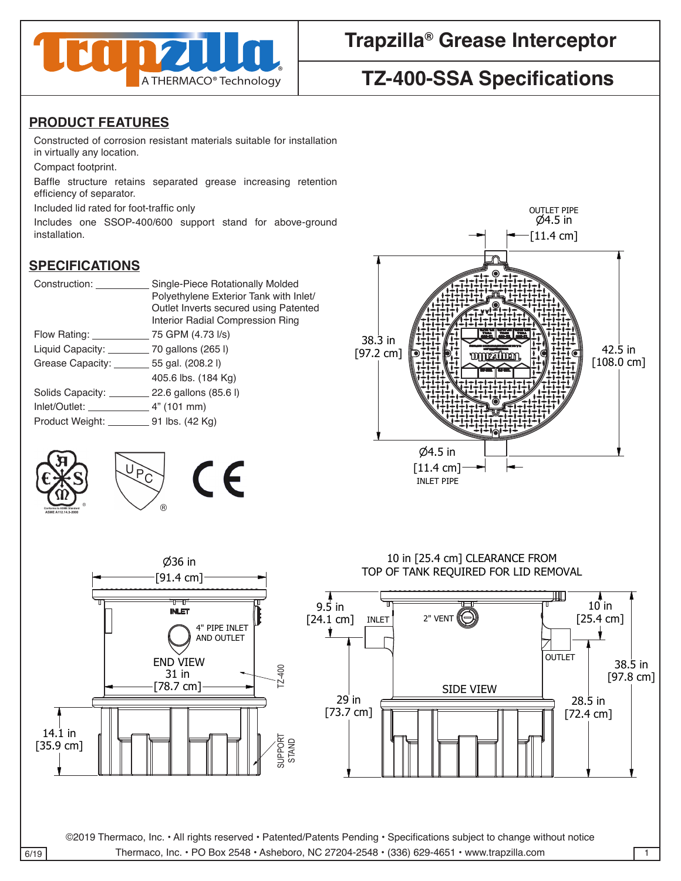# Trapzilla® Grease Interceptor

## TZ-400-SSA Specifications

Trapzilla® A THERMACO® Technology

## PRODUCT FEATURES

Constructed of corrosion resistant materials suitable for installation in virtually any location.

Compact footprint.

Baffle structure retains separated grease increasing retention efficiency of separator.

Included lid rated for foot-traffic only

Includes one SSOP-400/600 support stand for above-ground installation.

## SPECIFICATIONS

| | |
|---|---|
| Construction: | Single-Piece Rotationally Molded Polyethylene Exterior Tank with Inlet/ Outlet Inverts secured using Patented Interior Radial Compression Ring |
| Flow Rating: | 75 GPM (4.73 l/s) |
| Liquid Capacity: | 70 gallons (265 l) |
| Grease Capacity: | 55 gal. (208.2 l)<br>405.6 lbs. (184 Kg) |
| Solids Capacity: | 22.6 gallons (85.6 l) |
| Inlet/Outlet: | 4" (101 mm) |
| Product Weight: | 91 lbs. (42 Kg) |

Conforms to ASME Standard ASME A112.14.3-2000

OUTLET PIPE Ø4.5 in [11.4 cm]

38.3 in [97.2 cm]

42.5 in [108.0 cm]

Ø4.5 in [11.4 cm] INLET PIPE

Ø36 in [91.4 cm]

INLET

4" PIPE INLET AND OUTLET

END VIEW

31 in [78.7 cm]

TZ-400

14.1 in [35.9 cm]

SUPPORT STAND

10 in [25.4 cm] CLEARANCE FROM TOP OF TANK REQUIRED FOR LID REMOVAL

9.5 in [24.1 cm]

INLET

2" VENT

10 in [25.4 cm]

OUTLET

38.5 in [97.8 cm]

SIDE VIEW

29 in [73.7 cm]

28.5 in [72.4 cm]

©2019 Thermaco, Inc. • All rights reserved • Patented/Patents Pending • Specifications subject to change without notice

Thermaco, Inc. • PO Box 2548 • Asheboro, NC 27204-2548 • (336) 629-4651 • www.trapzilla.com

6/19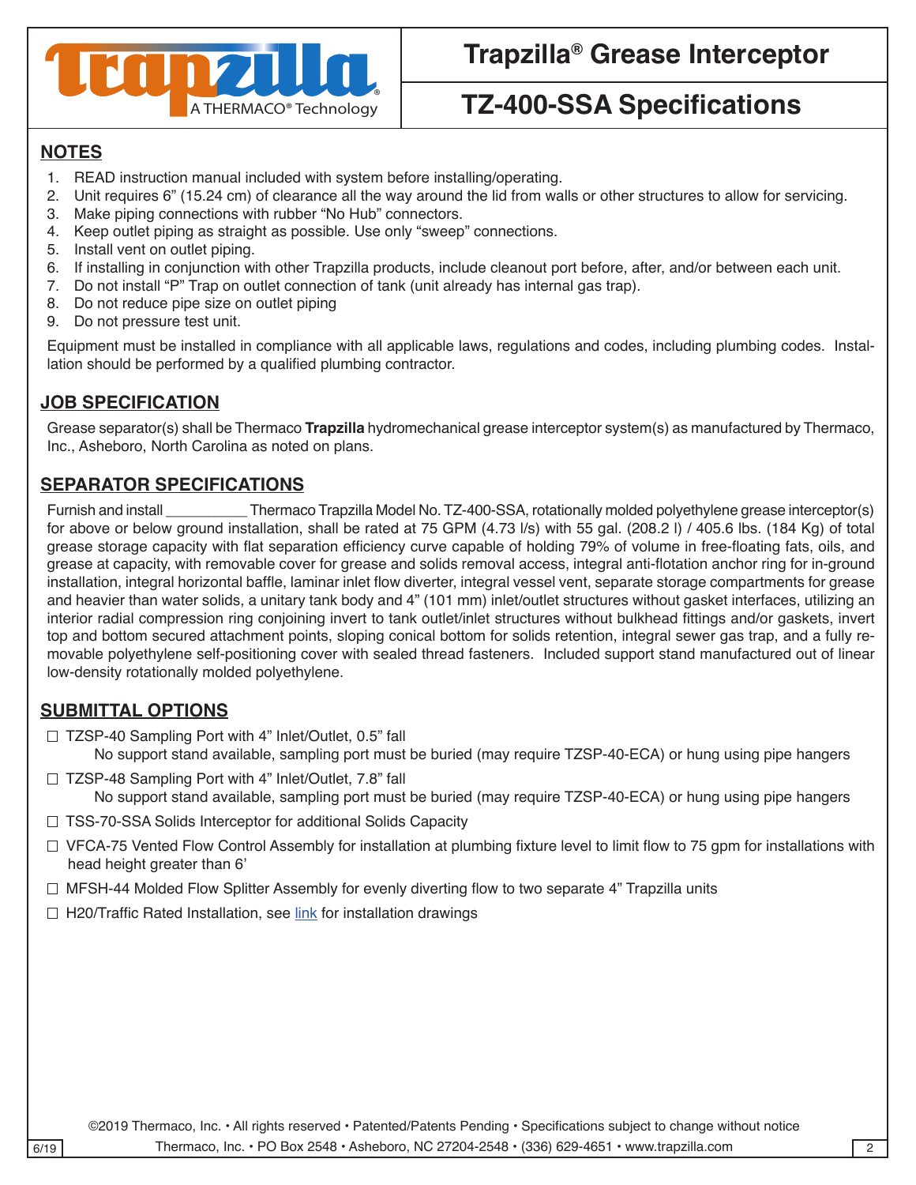# Trapzilla® Grease Interceptor

## TZ-400-SSA Specifications

### NOTES

1. READ instruction manual included with system before installing/operating.
2. Unit requires 6" (15.24 cm) of clearance all the way around the lid from walls or other structures to allow for servicing.
3. Make piping connections with rubber "No Hub" connectors.
4. Keep outlet piping as straight as possible. Use only "sweep" connections.
5. Install vent on outlet piping.
6. If installing in conjunction with other Trapzilla products, include cleanout port before, after, and/or between each unit.
7. Do not install "P" Trap on outlet connection of tank (unit already has internal gas trap).
8. Do not reduce pipe size on outlet piping
9. Do not pressure test unit.

Equipment must be installed in compliance with all applicable laws, regulations and codes, including plumbing codes. Installation should be performed by a qualified plumbing contractor.

### JOB SPECIFICATION

Grease separator(s) shall be Thermaco **Trapzilla** hydromechanical grease interceptor system(s) as manufactured by Thermaco, Inc., Asheboro, North Carolina as noted on plans.

### SEPARATOR SPECIFICATIONS

Furnish and install __________ Thermaco Trapzilla Model No. TZ-400-SSA, rotationally molded polyethylene grease interceptor(s) for above or below ground installation, shall be rated at 75 GPM (4.73 l/s) with 55 gal. (208.2 l) / 405.6 lbs. (184 Kg) of total grease storage capacity with flat separation efficiency curve capable of holding 79% of volume in free-floating fats, oils, and grease at capacity, with removable cover for grease and solids removal access, integral anti-flotation anchor ring for in-ground installation, integral horizontal baffle, laminar inlet flow diverter, integral vessel vent, separate storage compartments for grease and heavier than water solids, a unitary tank body and 4" (101 mm) inlet/outlet structures without gasket interfaces, utilizing an interior radial compression ring conjoining invert to tank outlet/inlet structures without bulkhead fittings and/or gaskets, invert top and bottom secured attachment points, sloping conical bottom for solids retention, integral sewer gas trap, and a fully removable polyethylene self-positioning cover with sealed thread fasteners. Included support stand manufactured out of linear low-density rotationally molded polyethylene.

### SUBMITTAL OPTIONS

- ☐ TZSP-40 Sampling Port with 4" Inlet/Outlet, 0.5" fall
  No support stand available, sampling port must be buried (may require TZSP-40-ECA) or hung using pipe hangers
- ☐ TZSP-48 Sampling Port with 4" Inlet/Outlet, 7.8" fall
  No support stand available, sampling port must be buried (may require TZSP-40-ECA) or hung using pipe hangers
- ☐ TSS-70-SSA Solids Interceptor for additional Solids Capacity
- ☐ VFCA-75 Vented Flow Control Assembly for installation at plumbing fixture level to limit flow to 75 gpm for installations with head height greater than 6'
- ☐ MFSH-44 Molded Flow Splitter Assembly for evenly diverting flow to two separate 4" Trapzilla units
- ☐ H20/Traffic Rated Installation, see link for installation drawings

©2019 Thermaco, Inc. • All rights reserved • Patented/Patents Pending • Specifications subject to change without notice
Thermaco, Inc. • PO Box 2548 • Asheboro, NC 27204-2548 • (336) 629-4651 • www.trapzilla.com